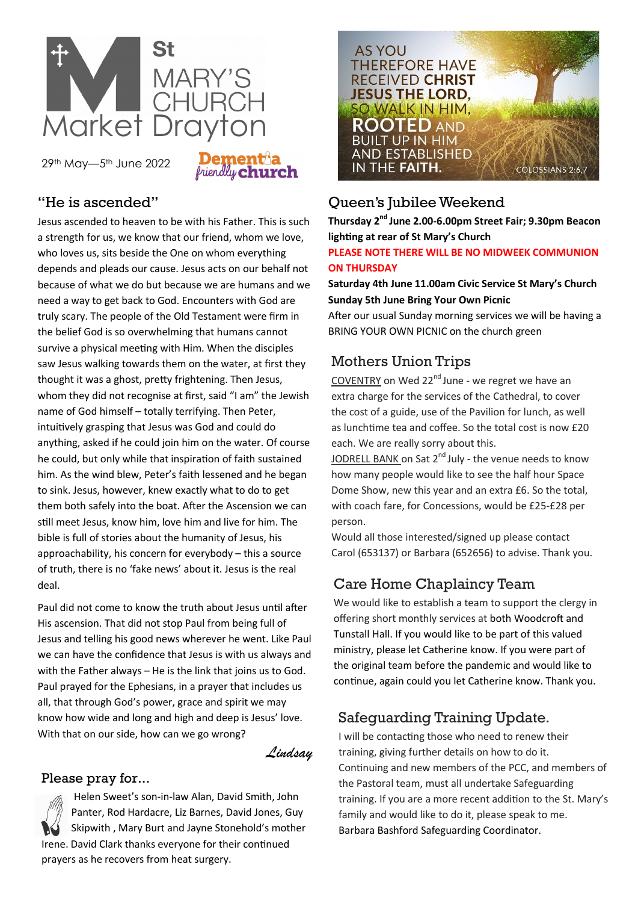# St MARY'S CHURCH Market Drayton

29th May—5th June 2022

Dementia friendly church

## "He is ascended"

Jesus ascended to heaven to be with his Father. This is such a strength for us, we know that our friend, whom we love, who loves us, sits beside the One on whom everything depends and pleads our cause. Jesus acts on our behalf not because of what we do but because we are humans and we need a way to get back to God. Encounters with God are truly scary. The people of the Old Testament were firm in the belief God is so overwhelming that humans cannot survive a physical meeting with Him. When the disciples saw Jesus walking towards them on the water, at first they thought it was a ghost, pretty frightening. Then Jesus, whom they did not recognise at first, said "I am" the Jewish name of God himself – totally terrifying. Then Peter, intuitively grasping that Jesus was God and could do anything, asked if he could join him on the water. Of course he could, but only while that inspiration of faith sustained him. As the wind blew, Peter's faith lessened and he began to sink. Jesus, however, knew exactly what to do to get them both safely into the boat. After the Ascension we can still meet Jesus, know him, love him and live for him. The bible is full of stories about the humanity of Jesus, his approachability, his concern for everybody – this a source of truth, there is no 'fake news' about it. Jesus is the real deal.

Paul did not come to know the truth about Jesus until after His ascension. That did not stop Paul from being full of Jesus and telling his good news wherever he went. Like Paul we can have the confidence that Jesus is with us always and with the Father always – He is the link that joins us to God. Paul prayed for the Ephesians, in a prayer that includes us all, that through God's power, grace and spirit we may know how wide and long and high and deep is Jesus' love. With that on our side, how can we go wrong?

*Lindsay*

## Please pray for...

Helen Sweet's son-in-law Alan, David Smith, John Panter, Rod Hardacre, Liz Barnes, David Jones, Guy Skipwith , Mary Burt and Jayne Stonehold's mother Irene. David Clark thanks everyone for their continued prayers as he recovers from heat surgery.

AS YOU THEREFORE HAVE RECEIVED CHRIST JESUS THE LORD, SO WALK IN HIM, ROOTED AND BUILT UP IN HIM AND ESTABLISHED IN THE FAITH.

COLOSSIANS 2:6,7

## Queen's Jubilee Weekend

**Thursday 2nd June 2.00-6.00pm Street Fair; 9.30pm Beacon lighting at rear of St Mary's Church**

**PLEASE NOTE THERE WILL BE NO MIDWEEK COMMUNION ON THURSDAY**

**Saturday 4th June 11.00am Civic Service St Mary's Church**

**Sunday 5th June Bring Your Own Picnic**

After our usual Sunday morning services we will be having a BRING YOUR OWN PICNIC on the church green

## Mothers Union Trips

COVENTRY on Wed 22nd June - we regret we have an extra charge for the services of the Cathedral, to cover the cost of a guide, use of the Pavilion for lunch, as well as lunchtime tea and coffee. So the total cost is now £20 each. We are really sorry about this.

JODRELL BANK on Sat 2nd July - the venue needs to know how many people would like to see the half hour Space Dome Show, new this year and an extra £6. So the total, with coach fare, for Concessions, would be £25-£28 per person.

Would all those interested/signed up please contact Carol (653137) or Barbara (652656) to advise. Thank you.

## Care Home Chaplaincy Team

We would like to establish a team to support the clergy in offering short monthly services at both Woodcroft and Tunstall Hall. If you would like to be part of this valued ministry, please let Catherine know. If you were part of the original team before the pandemic and would like to continue, again could you let Catherine know. Thank you.

## Safeguarding Training Update.

I will be contacting those who need to renew their training, giving further details on how to do it. Continuing and new members of the PCC, and members of the Pastoral team, must all undertake Safeguarding training. If you are a more recent addition to the St. Mary's family and would like to do it, please speak to me.
Barbara Bashford Safeguarding Coordinator.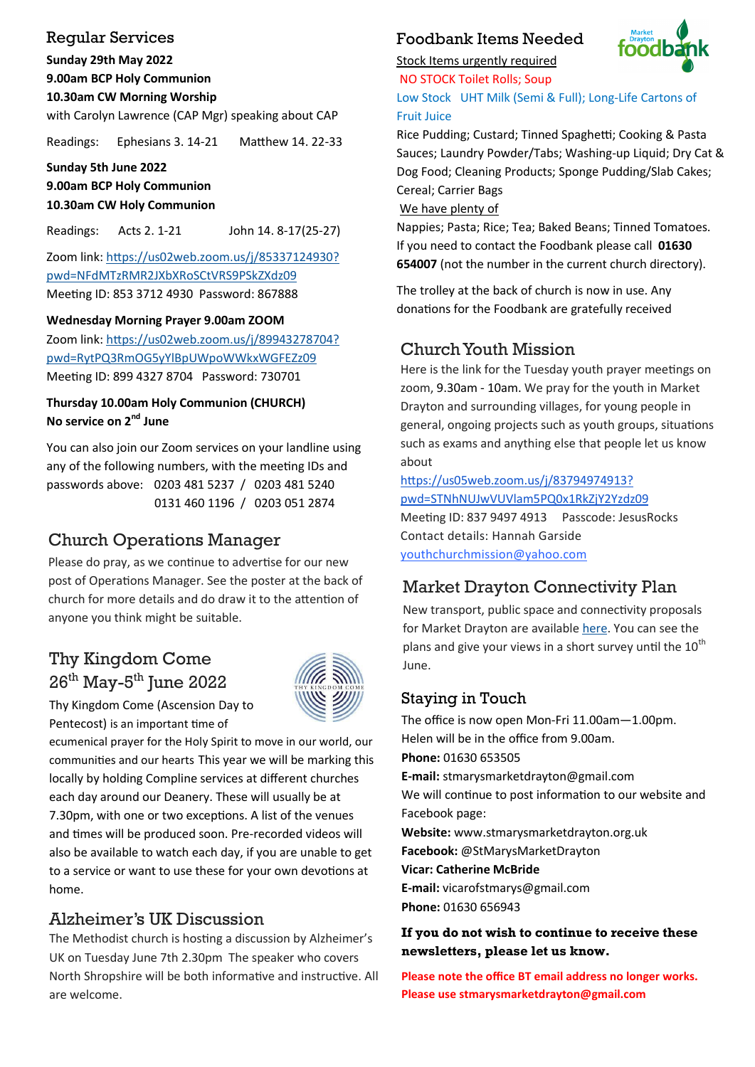## Regular Services

**Sunday 29th May 2022**
**9.00am BCP Holy Communion**
**10.30am CW Morning Worship**
with Carolyn Lawrence (CAP Mgr) speaking about CAP

Readings: Ephesians 3. 14-21 Matthew 14. 22-33

**Sunday 5th June 2022**
**9.00am BCP Holy Communion**
**10.30am CW Holy Communion**

Readings: Acts 2. 1-21 John 14. 8-17(25-27)

Zoom link: https://us02web.zoom.us/j/85337124930?pwd=NFdMTzRMR2JXbXRoSCtVRS9PSkZXdz09
Meeting ID: 853 3712 4930 Password: 867888

**Wednesday Morning Prayer 9.00am ZOOM**
Zoom link: https://us02web.zoom.us/j/89943278704?pwd=RytPQ3RmOG5yYlBpUWpoWWkxWGFEZz09
Meeting ID: 899 4327 8704 Password: 730701

**Thursday 10.00am Holy Communion (CHURCH)**
**No service on 2nd June**

You can also join our Zoom services on your landline using any of the following numbers, with the meeting IDs and passwords above: 0203 481 5237 / 0203 481 5240 / 0131 460 1196 / 0203 051 2874

## Church Operations Manager

Please do pray, as we continue to advertise for our new post of Operations Manager. See the poster at the back of church for more details and do draw it to the attention of anyone you think might be suitable.

## Thy Kingdom Come 26th May-5th June 2022

Thy Kingdom Come (Ascension Day to Pentecost) is an important time of ecumenical prayer for the Holy Spirit to move in our world, our communities and our hearts This year we will be marking this locally by holding Compline services at different churches each day around our Deanery. These will usually be at 7.30pm, with one or two exceptions. A list of the venues and times will be produced soon. Pre-recorded videos will also be available to watch each day, if you are unable to get to a service or want to use these for your own devotions at home.

## Alzheimer's UK Discussion

The Methodist church is hosting a discussion by Alzheimer's UK on Tuesday June 7th 2.30pm The speaker who covers North Shropshire will be both informative and instructive. All are welcome.

## Foodbank Items Needed

Stock Items urgently required

NO STOCK Toilet Rolls; Soup

Low Stock UHT Milk (Semi & Full); Long-Life Cartons of Fruit Juice

Rice Pudding; Custard; Tinned Spaghetti; Cooking & Pasta Sauces; Laundry Powder/Tabs; Washing-up Liquid; Dry Cat & Dog Food; Cleaning Products; Sponge Pudding/Slab Cakes; Cereal; Carrier Bags

We have plenty of

Nappies; Pasta; Rice; Tea; Baked Beans; Tinned Tomatoes.

If you need to contact the Foodbank please call **01630 654007** (not the number in the current church directory).

The trolley at the back of church is now in use. Any donations for the Foodbank are gratefully received

## Church Youth Mission

Here is the link for the Tuesday youth prayer meetings on zoom, 9.30am - 10am. We pray for the youth in Market Drayton and surrounding villages, for young people in general, ongoing projects such as youth groups, situations such as exams and anything else that people let us know about

https://us05web.zoom.us/j/83794974913?pwd=STNhNUJwVUVlam5PQ0x1RkZjY2Yzdz09

Meeting ID: 837 9497 4913 Passcode: JesusRocks

Contact details: Hannah Garside

youthchurchmission@yahoo.com

## Market Drayton Connectivity Plan

New transport, public space and connectivity proposals for Market Drayton are available here. You can see the plans and give your views in a short survey until the 10th June.

## Staying in Touch

The office is now open Mon-Fri 11.00am—1.00pm.
Helen will be in the office from 9.00am.

**Phone:** 01630 653505
**E-mail:** stmarysmarketdrayton@gmail.com

We will continue to post information to our website and Facebook page:

**Website:** www.stmarysmarketdrayton.org.uk
**Facebook:** @StMarysMarketDrayton
**Vicar: Catherine McBride**
**E-mail:** vicarofstmarys@gmail.com
**Phone:** 01630 656943

**If you do not wish to continue to receive these newsletters, please let us know.**

**Please note the office BT email address no longer works. Please use stmarysmarketdrayton@gmail.com**